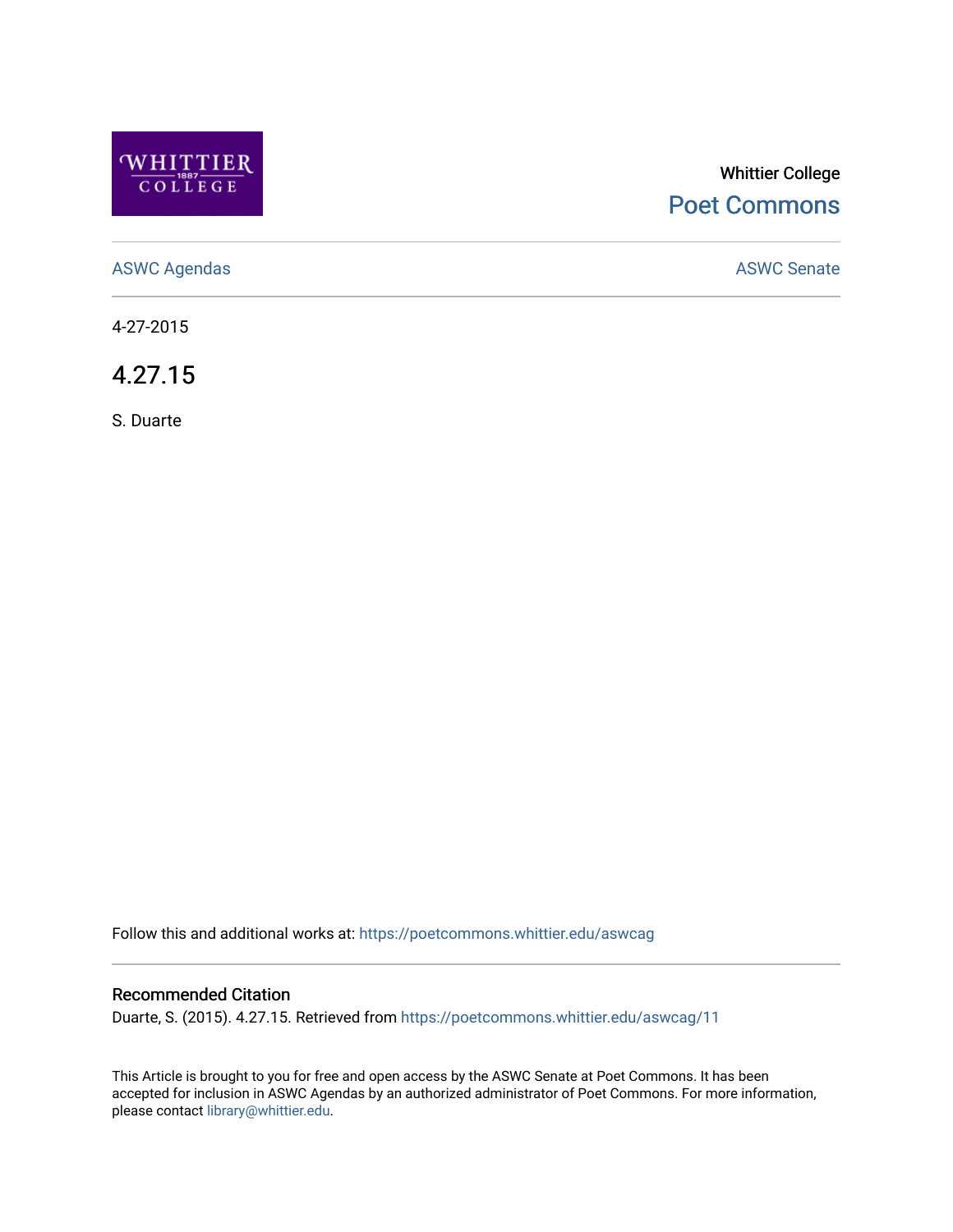WHITTIER COLLEGE 1887

Whittier College

Poet Commons

ASWC Agendas

ASWC Senate

4-27-2015

# 4.27.15

S. Duarte

Follow this and additional works at: https://poetcommons.whittier.edu/aswcag

## Recommended Citation

Duarte, S. (2015). 4.27.15. Retrieved from https://poetcommons.whittier.edu/aswcag/11

This Article is brought to you for free and open access by the ASWC Senate at Poet Commons. It has been accepted for inclusion in ASWC Agendas by an authorized administrator of Poet Commons. For more information, please contact library@whittier.edu.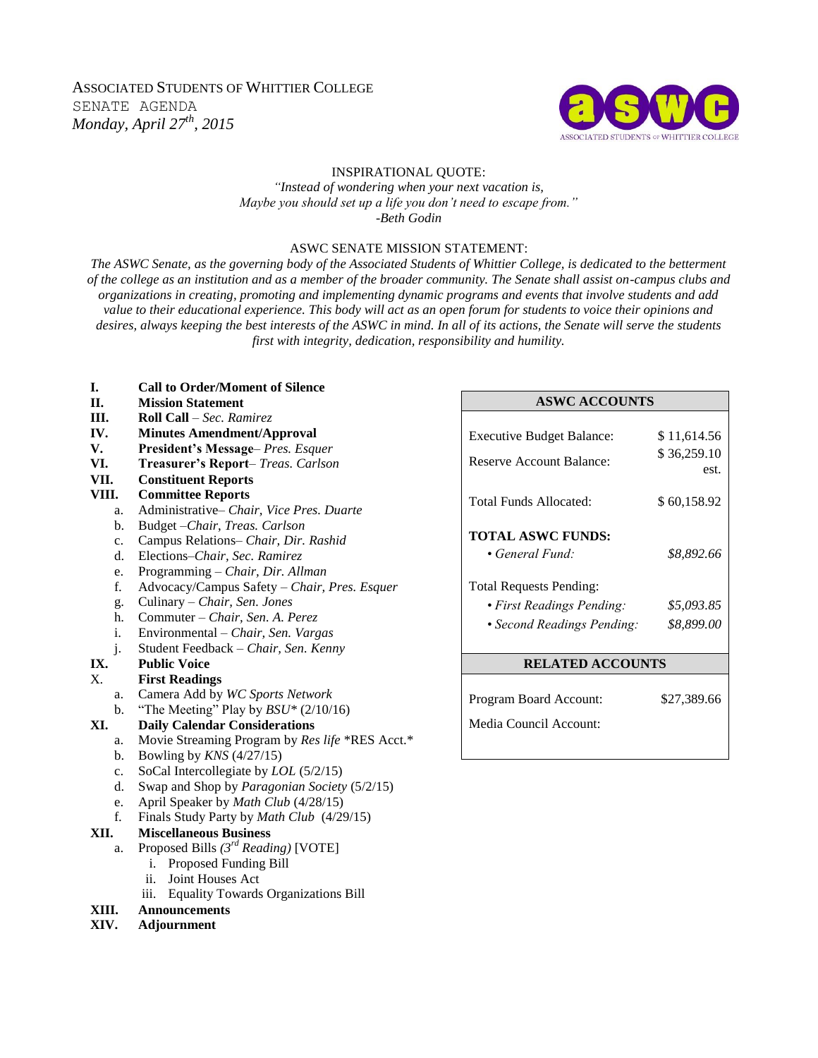ASSOCIATED STUDENTS OF WHITTIER COLLEGE
SENATE AGENDA
*Monday, April 27th, 2015*

INSPIRATIONAL QUOTE:
*"Instead of wondering when your next vacation is,*
*Maybe you should set up a life you don't need to escape from."*
*-Beth Godin*

ASWC SENATE MISSION STATEMENT:
*The ASWC Senate, as the governing body of the Associated Students of Whittier College, is dedicated to the betterment of the college as an institution and as a member of the broader community. The Senate shall assist on-campus clubs and organizations in creating, promoting and implementing dynamic programs and events that involve students and add value to their educational experience. This body will act as an open forum for students to voice their opinions and desires, always keeping the best interests of the ASWC in mind. In all of its actions, the Senate will serve the students first with integrity, dedication, responsibility and humility.*

- **I. Call to Order/Moment of Silence**
- **II. Mission Statement**
- **III. Roll Call** – *Sec. Ramirez*
- **IV. Minutes Amendment/Approval**
- **V. President's Message**– *Pres. Esquer*
- **VI. Treasurer's Report**– *Treas. Carlson*
- **VII. Constituent Reports**
- **VIII. Committee Reports**
  - a. Administrative– *Chair, Vice Pres. Duarte*
  - b. Budget –*Chair, Treas. Carlson*
  - c. Campus Relations– *Chair, Dir. Rashid*
  - d. Elections–*Chair, Sec. Ramirez*
  - e. Programming – *Chair, Dir. Allman*
  - f. Advocacy/Campus Safety – *Chair, Pres. Esquer*
  - g. Culinary – *Chair, Sen. Jones*
  - h. Commuter – *Chair, Sen. A. Perez*
  - i. Environmental – *Chair, Sen. Vargas*
  - j. Student Feedback – *Chair, Sen. Kenny*
- **IX. Public Voice**
- X. **First Readings**
  - a. Camera Add by *WC Sports Network*
  - b. "The Meeting" Play by *BSU\** (2/10/16)
- **XI. Daily Calendar Considerations**
  - a. Movie Streaming Program by *Res life* \*RES Acct.\*
  - b. Bowling by *KNS* (4/27/15)
  - c. SoCal Intercollegiate by *LOL* (5/2/15)
  - d. Swap and Shop by *Paragonian Society* (5/2/15)
  - e. April Speaker by *Math Club* (4/28/15)
  - f. Finals Study Party by *Math Club* (4/29/15)
- **XII. Miscellaneous Business**
  - a. Proposed Bills *(3rd Reading)* [VOTE]
    - i. Proposed Funding Bill
    - ii. Joint Houses Act
    - iii. Equality Towards Organizations Bill
- **XIII. Announcements**
- **XIV. Adjournment**

| **ASWC ACCOUNTS** | |
|---|---|
| Executive Budget Balance: | $ 11,614.56 |
| Reserve Account Balance: | $ 36,259.10 est. |
| Total Funds Allocated: | $ 60,158.92 |
| **TOTAL ASWC FUNDS:** | |
| • *General Fund:* | *$8,892.66* |
| Total Requests Pending: | |
| • *First Readings Pending:* | *$5,093.85* |
| • *Second Readings Pending:* | *$8,899.00* |
| **RELATED ACCOUNTS** | |
| Program Board Account: | $27,389.66 |
| Media Council Account: | |